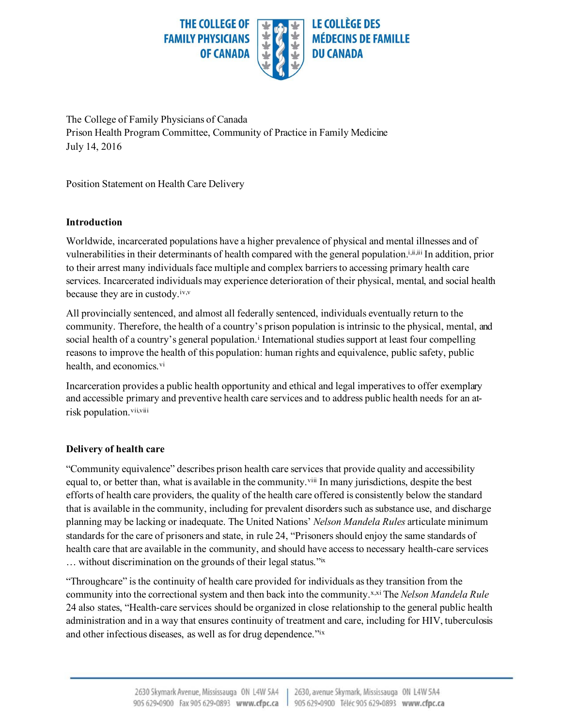THE COLLEGE OF FAMILY PHYSICIANS OF CANADA | LE COLLÈGE DES MÉDECINS DE FAMILLE DU CANADA

The College of Family Physicians of Canada
Prison Health Program Committee, Community of Practice in Family Medicine
July 14, 2016

Position Statement on Health Care Delivery

**Introduction**

Worldwide, incarcerated populations have a higher prevalence of physical and mental illnesses and of vulnerabilities in their determinants of health compared with the general population.[i,ii,iii] In addition, prior to their arrest many individuals face multiple and complex barriers to accessing primary health care services. Incarcerated individuals may experience deterioration of their physical, mental, and social health because they are in custody.[iv,v]

All provincially sentenced, and almost all federally sentenced, individuals eventually return to the community. Therefore, the health of a country's prison population is intrinsic to the physical, mental, and social health of a country's general population.[i] International studies support at least four compelling reasons to improve the health of this population: human rights and equivalence, public safety, public health, and economics.[vi]

Incarceration provides a public health opportunity and ethical and legal imperatives to offer exemplary and accessible primary and preventive health care services and to address public health needs for an at-risk population.[vii,viii]

**Delivery of health care**

"Community equivalence" describes prison health care services that provide quality and accessibility equal to, or better than, what is available in the community.[viii] In many jurisdictions, despite the best efforts of health care providers, the quality of the health care offered is consistently below the standard that is available in the community, including for prevalent disorders such as substance use, and discharge planning may be lacking or inadequate. The United Nations' *Nelson Mandela Rules* articulate minimum standards for the care of prisoners and state, in rule 24, "Prisoners should enjoy the same standards of health care that are available in the community, and should have access to necessary health-care services … without discrimination on the grounds of their legal status."[ix]

"Throughcare" is the continuity of health care provided for individuals as they transition from the community into the correctional system and then back into the community.[x,xi] The *Nelson Mandela Rule* 24 also states, "Health-care services should be organized in close relationship to the general public health administration and in a way that ensures continuity of treatment and care, including for HIV, tuberculosis and other infectious diseases, as well as for drug dependence."[ix]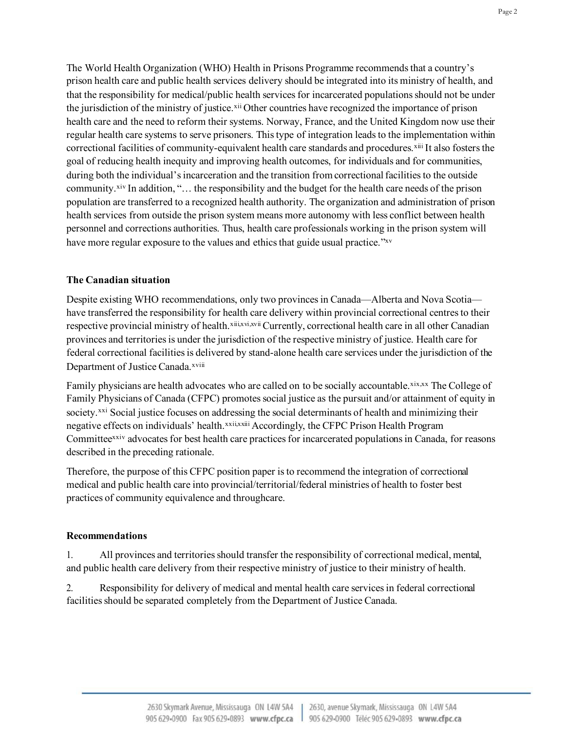The World Health Organization (WHO) Health in Prisons Programme recommends that a country's prison health care and public health services delivery should be integrated into its ministry of health, and that the responsibility for medical/public health services for incarcerated populations should not be under the jurisdiction of the ministry of justice.[xii] Other countries have recognized the importance of prison health care and the need to reform their systems. Norway, France, and the United Kingdom now use their regular health care systems to serve prisoners. This type of integration leads to the implementation within correctional facilities of community-equivalent health care standards and procedures.[xiii] It also fosters the goal of reducing health inequity and improving health outcomes, for individuals and for communities, during both the individual's incarceration and the transition from correctional facilities to the outside community.[xiv] In addition, "… the responsibility and the budget for the health care needs of the prison population are transferred to a recognized health authority. The organization and administration of prison health services from outside the prison system means more autonomy with less conflict between health personnel and corrections authorities. Thus, health care professionals working in the prison system will have more regular exposure to the values and ethics that guide usual practice."[xv]

**The Canadian situation**

Despite existing WHO recommendations, only two provinces in Canada—Alberta and Nova Scotia—have transferred the responsibility for health care delivery within provincial correctional centres to their respective provincial ministry of health.[xiii,xvi,xvii] Currently, correctional health care in all other Canadian provinces and territories is under the jurisdiction of the respective ministry of justice. Health care for federal correctional facilities is delivered by stand-alone health care services under the jurisdiction of the Department of Justice Canada.[xviii]

Family physicians are health advocates who are called on to be socially accountable.[xix,xx] The College of Family Physicians of Canada (CFPC) promotes social justice as the pursuit and/or attainment of equity in society.[xxi] Social justice focuses on addressing the social determinants of health and minimizing their negative effects on individuals' health.[xxii,xxiii] Accordingly, the CFPC Prison Health Program Committee[xxiv] advocates for best health care practices for incarcerated populations in Canada, for reasons described in the preceding rationale.

Therefore, the purpose of this CFPC position paper is to recommend the integration of correctional medical and public health care into provincial/territorial/federal ministries of health to foster best practices of community equivalence and throughcare.

**Recommendations**

1. All provinces and territories should transfer the responsibility of correctional medical, mental, and public health care delivery from their respective ministry of justice to their ministry of health.

2. Responsibility for delivery of medical and mental health care services in federal correctional facilities should be separated completely from the Department of Justice Canada.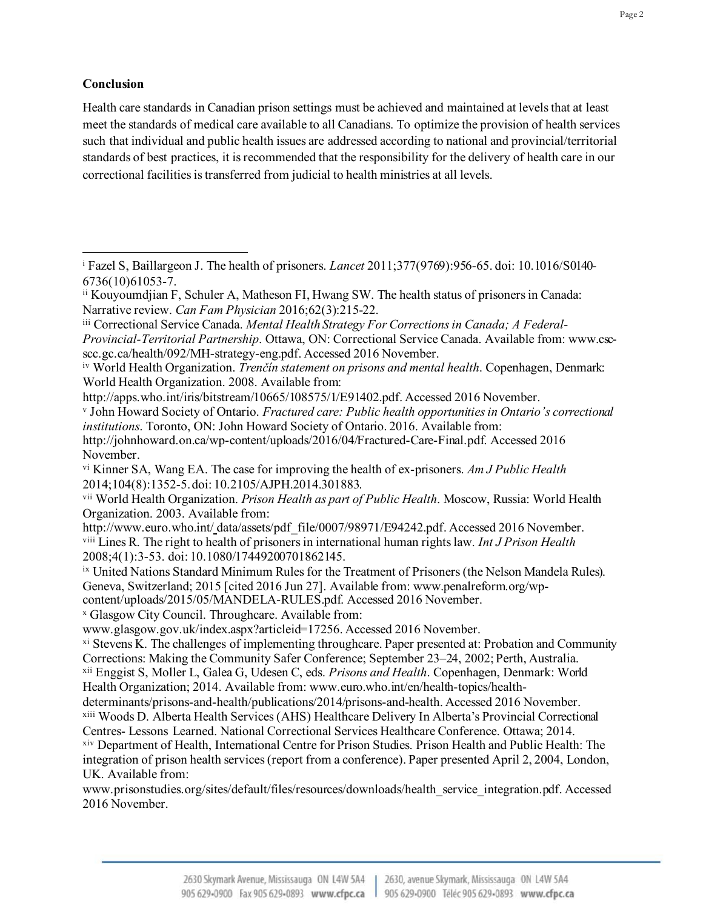**Conclusion**

Health care standards in Canadian prison settings must be achieved and maintained at levels that at least meet the standards of medical care available to all Canadians. To optimize the provision of health services such that individual and public health issues are addressed according to national and provincial/territorial standards of best practices, it is recommended that the responsibility for the delivery of health care in our correctional facilities is transferred from judicial to health ministries at all levels.

---

[i] Fazel S, Baillargeon J. The health of prisoners. *Lancet* 2011;377(9769):956-65. doi: 10.1016/S0140-6736(10)61053-7.

[ii] Kouyoumdjian F, Schuler A, Matheson FI, Hwang SW. The health status of prisoners in Canada: Narrative review. *Can Fam Physician* 2016;62(3):215-22.

[iii] Correctional Service Canada. *Mental Health Strategy For Corrections in Canada; A Federal-Provincial-Territorial Partnership*. Ottawa, ON: Correctional Service Canada. Available from: www.csc-scc.gc.ca/health/092/MH-strategy-eng.pdf. Accessed 2016 November.

[iv] World Health Organization. *Trenčín statement on prisons and mental health*. Copenhagen, Denmark: World Health Organization. 2008. Available from: http://apps.who.int/iris/bitstream/10665/108575/1/E91402.pdf. Accessed 2016 November.

[v] John Howard Society of Ontario. *Fractured care: Public health opportunities in Ontario's correctional institutions*. Toronto, ON: John Howard Society of Ontario. 2016. Available from: http://johnhoward.on.ca/wp-content/uploads/2016/04/Fractured-Care-Final.pdf. Accessed 2016 November.

[vi] Kinner SA, Wang EA. The case for improving the health of ex-prisoners. *Am J Public Health* 2014;104(8):1352-5. doi: 10.2105/AJPH.2014.301883.

[vii] World Health Organization. *Prison Health as part of Public Health*. Moscow, Russia: World Health Organization. 2003. Available from: http://www.euro.who.int/_data/assets/pdf_file/0007/98971/E94242.pdf. Accessed 2016 November.

[viii] Lines R. The right to health of prisoners in international human rights law. *Int J Prison Health* 2008;4(1):3-53. doi: 10.1080/17449200701862145.

[ix] United Nations Standard Minimum Rules for the Treatment of Prisoners (the Nelson Mandela Rules). Geneva, Switzerland; 2015 [cited 2016 Jun 27]. Available from: www.penalreform.org/wp-content/uploads/2015/05/MANDELA-RULES.pdf. Accessed 2016 November.

[x] Glasgow City Council. Throughcare. Available from: www.glasgow.gov.uk/index.aspx?articleid=17256. Accessed 2016 November.

[xi] Stevens K. The challenges of implementing throughcare. Paper presented at: Probation and Community Corrections: Making the Community Safer Conference; September 23–24, 2002; Perth, Australia.

[xii] Enggist S, Moller L, Galea G, Udesen C, eds. *Prisons and Health*. Copenhagen, Denmark: World Health Organization; 2014. Available from: www.euro.who.int/en/health-topics/health-determinants/prisons-and-health/publications/2014/prisons-and-health. Accessed 2016 November.

[xiii] Woods D. Alberta Health Services (AHS) Healthcare Delivery In Alberta's Provincial Correctional Centres- Lessons Learned. National Correctional Services Healthcare Conference. Ottawa; 2014.

[xiv] Department of Health, International Centre for Prison Studies. Prison Health and Public Health: The integration of prison health services (report from a conference). Paper presented April 2, 2004, London, UK. Available from: www.prisonstudies.org/sites/default/files/resources/downloads/health_service_integration.pdf. Accessed 2016 November.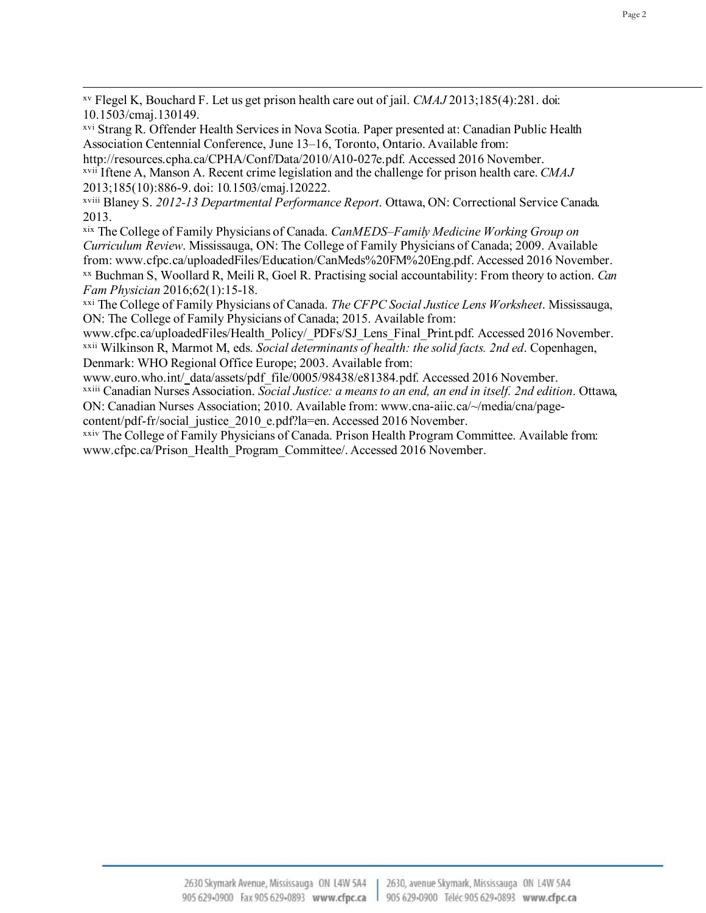[xv] Flegel K, Bouchard F. Let us get prison health care out of jail. *CMAJ* 2013;185(4):281. doi: 10.1503/cmaj.130149.

[xvi] Strang R. Offender Health Services in Nova Scotia. Paper presented at: Canadian Public Health Association Centennial Conference, June 13–16, Toronto, Ontario. Available from: http://resources.cpha.ca/CPHA/Conf/Data/2010/A10-027e.pdf. Accessed 2016 November.

[xvii] Iftene A, Manson A. Recent crime legislation and the challenge for prison health care. *CMAJ* 2013;185(10):886-9. doi: 10.1503/cmaj.120222.

[xviii] Blaney S. *2012-13 Departmental Performance Report*. Ottawa, ON: Correctional Service Canada. 2013.

[xix] The College of Family Physicians of Canada. *CanMEDS–Family Medicine Working Group on Curriculum Review*. Mississauga, ON: The College of Family Physicians of Canada; 2009. Available from: www.cfpc.ca/uploadedFiles/Education/CanMeds%20FM%20Eng.pdf. Accessed 2016 November.

[xx] Buchman S, Woollard R, Meili R, Goel R. Practising social accountability: From theory to action. *Can Fam Physician* 2016;62(1):15-18.

[xxi] The College of Family Physicians of Canada. *The CFPC Social Justice Lens Worksheet*. Mississauga, ON: The College of Family Physicians of Canada; 2015. Available from: www.cfpc.ca/uploadedFiles/Health_Policy/_PDFs/SJ_Lens_Final_Print.pdf. Accessed 2016 November.

[xxii] Wilkinson R, Marmot M, eds. *Social determinants of health: the solid facts. 2nd ed*. Copenhagen, Denmark: WHO Regional Office Europe; 2003. Available from: www.euro.who.int/_data/assets/pdf_file/0005/98438/e81384.pdf. Accessed 2016 November.

[xxiii] Canadian Nurses Association. *Social Justice: a means to an end, an end in itself. 2nd edition*. Ottawa, ON: Canadian Nurses Association; 2010. Available from: www.cna-aiic.ca/~/media/cna/page-content/pdf-fr/social_justice_2010_e.pdf?la=en. Accessed 2016 November.

[xxiv] The College of Family Physicians of Canada. Prison Health Program Committee. Available from: www.cfpc.ca/Prison_Health_Program_Committee/. Accessed 2016 November.